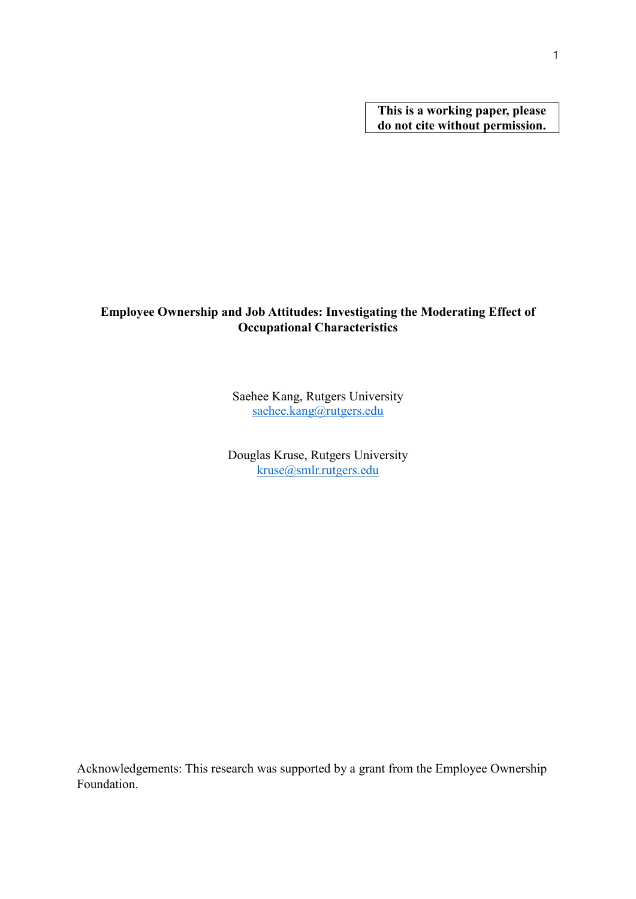**This is a working paper, please do not cite without permission.**

# Employee Ownership and Job Attitudes: Investigating the Moderating Effect of Occupational Characteristics

Saehee Kang, Rutgers University
saehee.kang@rutgers.edu

Douglas Kruse, Rutgers University
kruse@smlr.rutgers.edu

Acknowledgements: This research was supported by a grant from the Employee Ownership Foundation.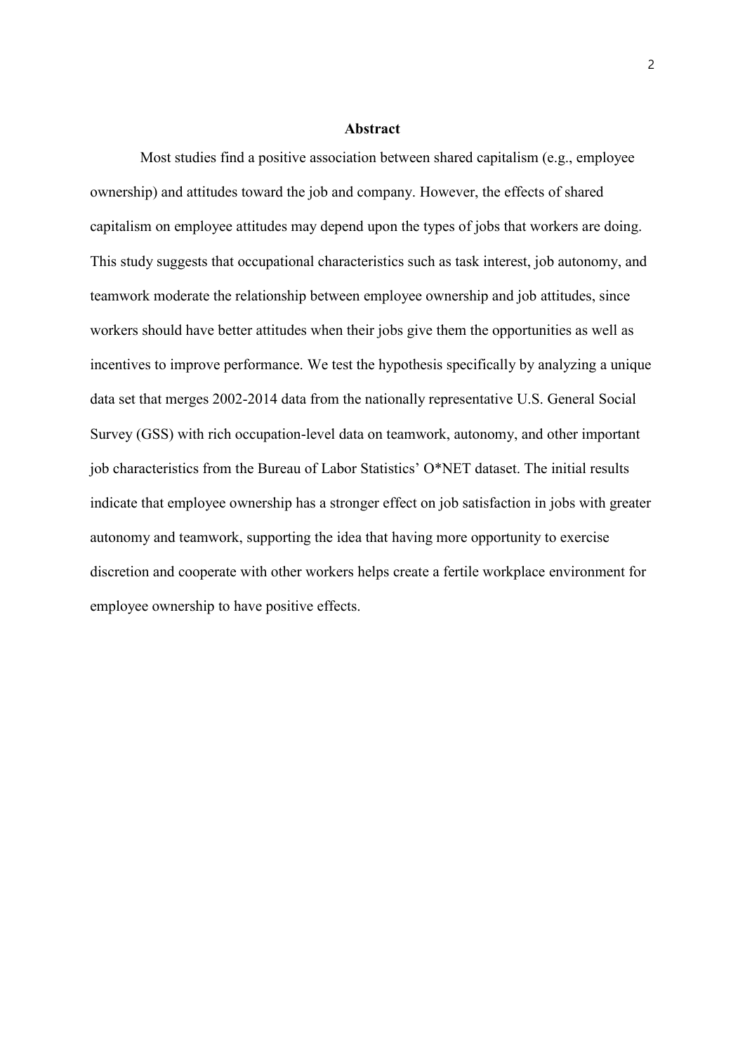## Abstract

Most studies find a positive association between shared capitalism (e.g., employee ownership) and attitudes toward the job and company. However, the effects of shared capitalism on employee attitudes may depend upon the types of jobs that workers are doing. This study suggests that occupational characteristics such as task interest, job autonomy, and teamwork moderate the relationship between employee ownership and job attitudes, since workers should have better attitudes when their jobs give them the opportunities as well as incentives to improve performance. We test the hypothesis specifically by analyzing a unique data set that merges 2002-2014 data from the nationally representative U.S. General Social Survey (GSS) with rich occupation-level data on teamwork, autonomy, and other important job characteristics from the Bureau of Labor Statistics' O*NET dataset. The initial results indicate that employee ownership has a stronger effect on job satisfaction in jobs with greater autonomy and teamwork, supporting the idea that having more opportunity to exercise discretion and cooperate with other workers helps create a fertile workplace environment for employee ownership to have positive effects.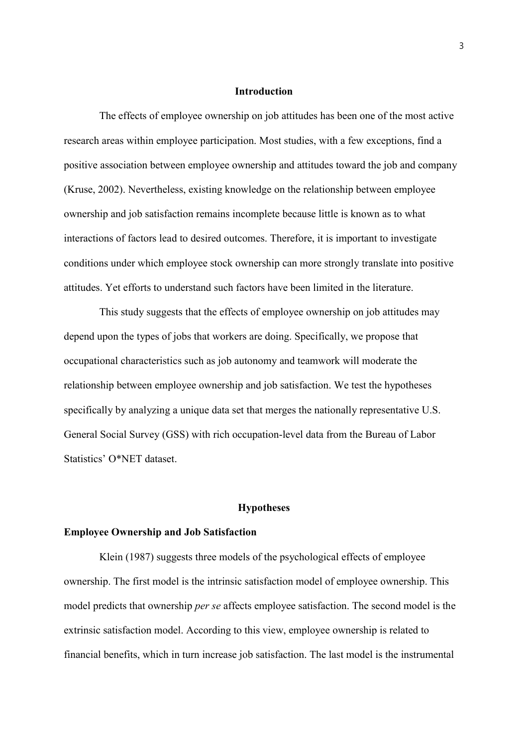## Introduction

The effects of employee ownership on job attitudes has been one of the most active research areas within employee participation. Most studies, with a few exceptions, find a positive association between employee ownership and attitudes toward the job and company (Kruse, 2002). Nevertheless, existing knowledge on the relationship between employee ownership and job satisfaction remains incomplete because little is known as to what interactions of factors lead to desired outcomes. Therefore, it is important to investigate conditions under which employee stock ownership can more strongly translate into positive attitudes. Yet efforts to understand such factors have been limited in the literature.

This study suggests that the effects of employee ownership on job attitudes may depend upon the types of jobs that workers are doing. Specifically, we propose that occupational characteristics such as job autonomy and teamwork will moderate the relationship between employee ownership and job satisfaction. We test the hypotheses specifically by analyzing a unique data set that merges the nationally representative U.S. General Social Survey (GSS) with rich occupation-level data from the Bureau of Labor Statistics' O*NET dataset.

## Hypotheses

### Employee Ownership and Job Satisfaction

Klein (1987) suggests three models of the psychological effects of employee ownership. The first model is the intrinsic satisfaction model of employee ownership. This model predicts that ownership *per se* affects employee satisfaction. The second model is the extrinsic satisfaction model. According to this view, employee ownership is related to financial benefits, which in turn increase job satisfaction. The last model is the instrumental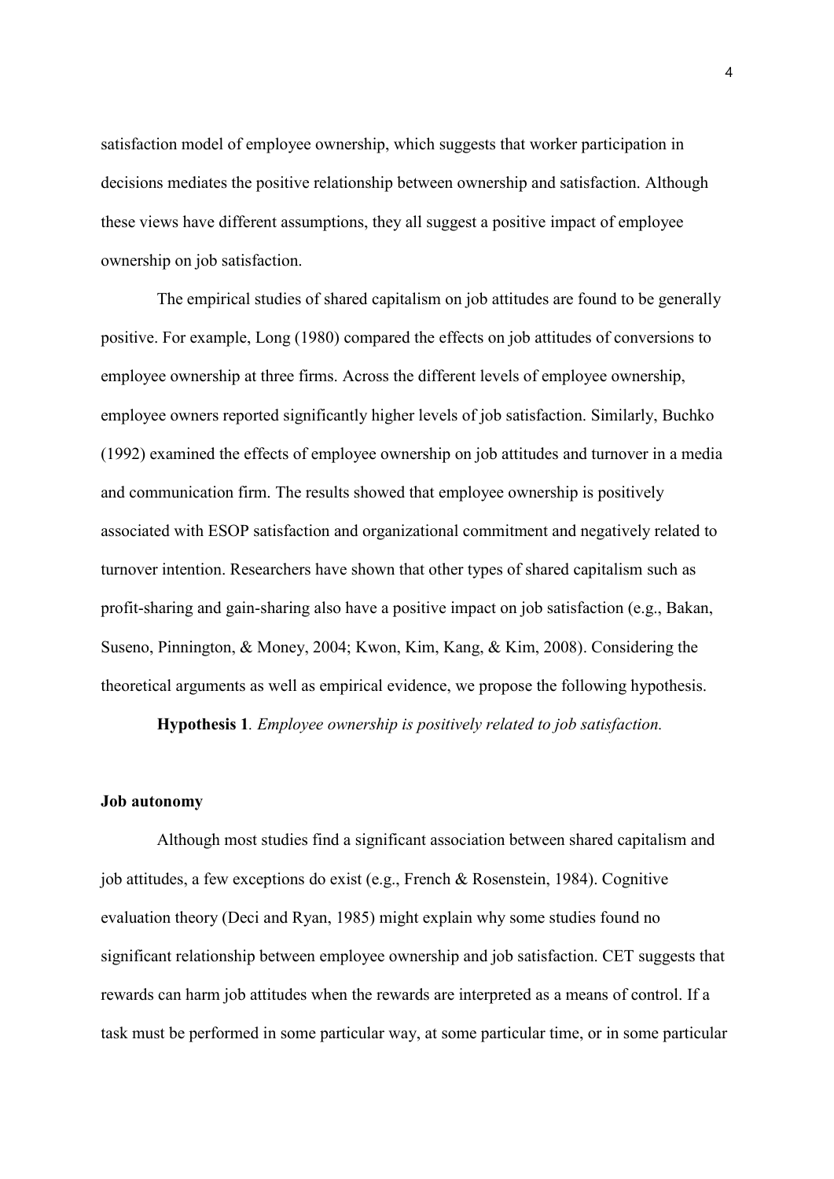satisfaction model of employee ownership, which suggests that worker participation in decisions mediates the positive relationship between ownership and satisfaction. Although these views have different assumptions, they all suggest a positive impact of employee ownership on job satisfaction.

The empirical studies of shared capitalism on job attitudes are found to be generally positive. For example, Long (1980) compared the effects on job attitudes of conversions to employee ownership at three firms. Across the different levels of employee ownership, employee owners reported significantly higher levels of job satisfaction. Similarly, Buchko (1992) examined the effects of employee ownership on job attitudes and turnover in a media and communication firm. The results showed that employee ownership is positively associated with ESOP satisfaction and organizational commitment and negatively related to turnover intention. Researchers have shown that other types of shared capitalism such as profit-sharing and gain-sharing also have a positive impact on job satisfaction (e.g., Bakan, Suseno, Pinnington, & Money, 2004; Kwon, Kim, Kang, & Kim, 2008). Considering the theoretical arguments as well as empirical evidence, we propose the following hypothesis.

**Hypothesis 1**. *Employee ownership is positively related to job satisfaction.*

**Job autonomy**

Although most studies find a significant association between shared capitalism and job attitudes, a few exceptions do exist (e.g., French & Rosenstein, 1984). Cognitive evaluation theory (Deci and Ryan, 1985) might explain why some studies found no significant relationship between employee ownership and job satisfaction. CET suggests that rewards can harm job attitudes when the rewards are interpreted as a means of control. If a task must be performed in some particular way, at some particular time, or in some particular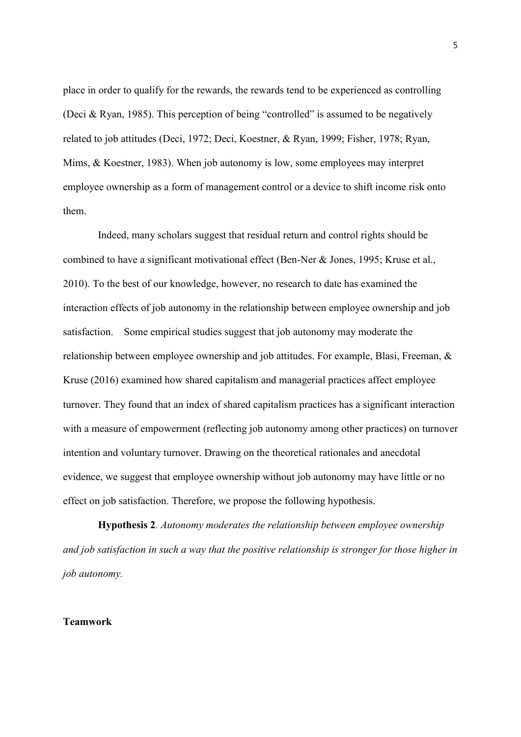place in order to qualify for the rewards, the rewards tend to be experienced as controlling (Deci & Ryan, 1985). This perception of being "controlled" is assumed to be negatively related to job attitudes (Deci, 1972; Deci, Koestner, & Ryan, 1999; Fisher, 1978; Ryan, Mims, & Koestner, 1983). When job autonomy is low, some employees may interpret employee ownership as a form of management control or a device to shift income risk onto them.

Indeed, many scholars suggest that residual return and control rights should be combined to have a significant motivational effect (Ben-Ner & Jones, 1995; Kruse et al., 2010). To the best of our knowledge, however, no research to date has examined the interaction effects of job autonomy in the relationship between employee ownership and job satisfaction. Some empirical studies suggest that job autonomy may moderate the relationship between employee ownership and job attitudes. For example, Blasi, Freeman, & Kruse (2016) examined how shared capitalism and managerial practices affect employee turnover. They found that an index of shared capitalism practices has a significant interaction with a measure of empowerment (reflecting job autonomy among other practices) on turnover intention and voluntary turnover. Drawing on the theoretical rationales and anecdotal evidence, we suggest that employee ownership without job autonomy may have little or no effect on job satisfaction. Therefore, we propose the following hypothesis.

**Hypothesis 2**. *Autonomy moderates the relationship between employee ownership and job satisfaction in such a way that the positive relationship is stronger for those higher in job autonomy.*

## Teamwork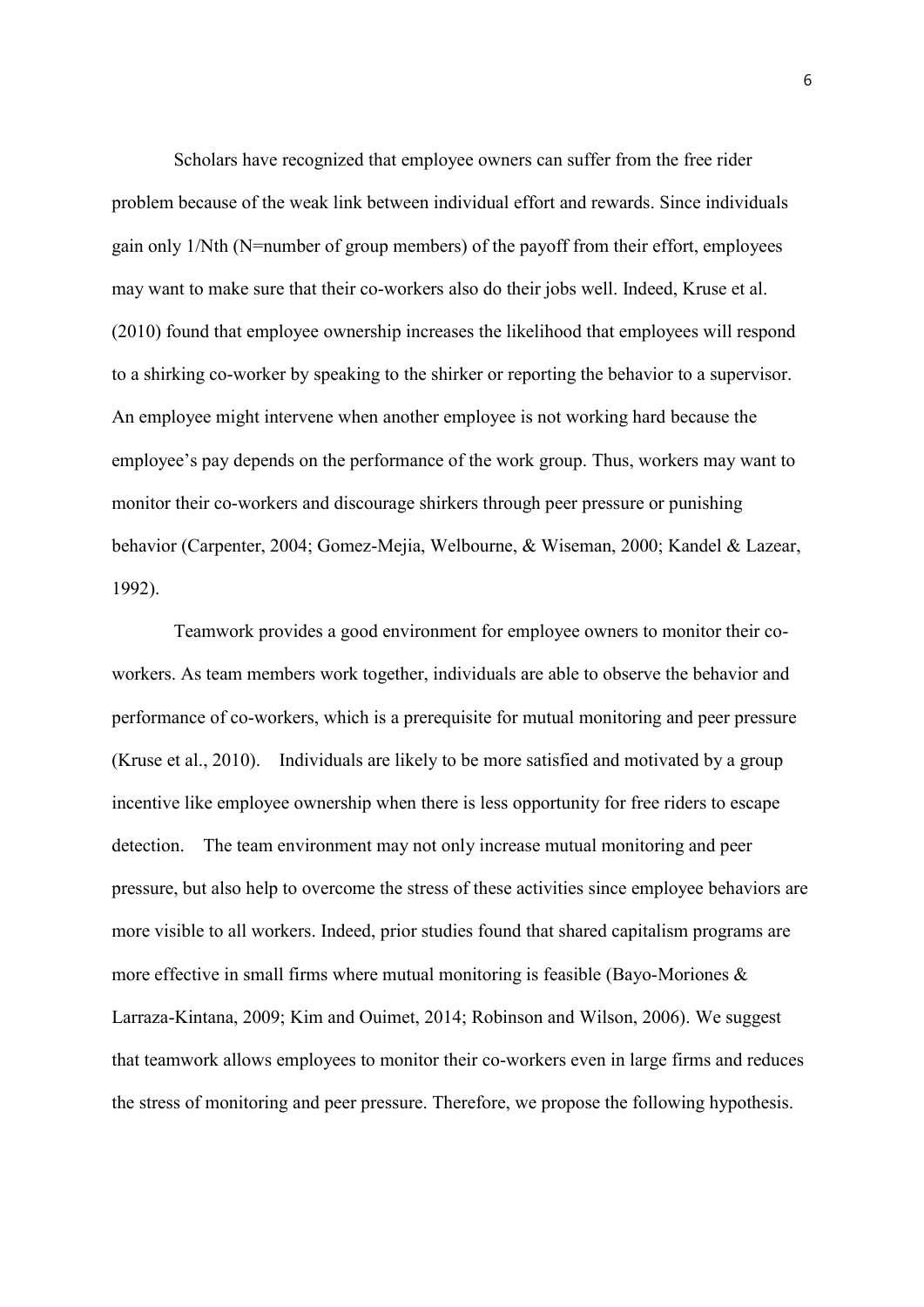Scholars have recognized that employee owners can suffer from the free rider problem because of the weak link between individual effort and rewards. Since individuals gain only 1/Nth (N=number of group members) of the payoff from their effort, employees may want to make sure that their co-workers also do their jobs well. Indeed, Kruse et al. (2010) found that employee ownership increases the likelihood that employees will respond to a shirking co-worker by speaking to the shirker or reporting the behavior to a supervisor. An employee might intervene when another employee is not working hard because the employee's pay depends on the performance of the work group. Thus, workers may want to monitor their co-workers and discourage shirkers through peer pressure or punishing behavior (Carpenter, 2004; Gomez-Mejia, Welbourne, & Wiseman, 2000; Kandel & Lazear, 1992).

Teamwork provides a good environment for employee owners to monitor their co-workers. As team members work together, individuals are able to observe the behavior and performance of co-workers, which is a prerequisite for mutual monitoring and peer pressure (Kruse et al., 2010). Individuals are likely to be more satisfied and motivated by a group incentive like employee ownership when there is less opportunity for free riders to escape detection. The team environment may not only increase mutual monitoring and peer pressure, but also help to overcome the stress of these activities since employee behaviors are more visible to all workers. Indeed, prior studies found that shared capitalism programs are more effective in small firms where mutual monitoring is feasible (Bayo-Moriones & Larraza-Kintana, 2009; Kim and Ouimet, 2014; Robinson and Wilson, 2006). We suggest that teamwork allows employees to monitor their co-workers even in large firms and reduces the stress of monitoring and peer pressure. Therefore, we propose the following hypothesis.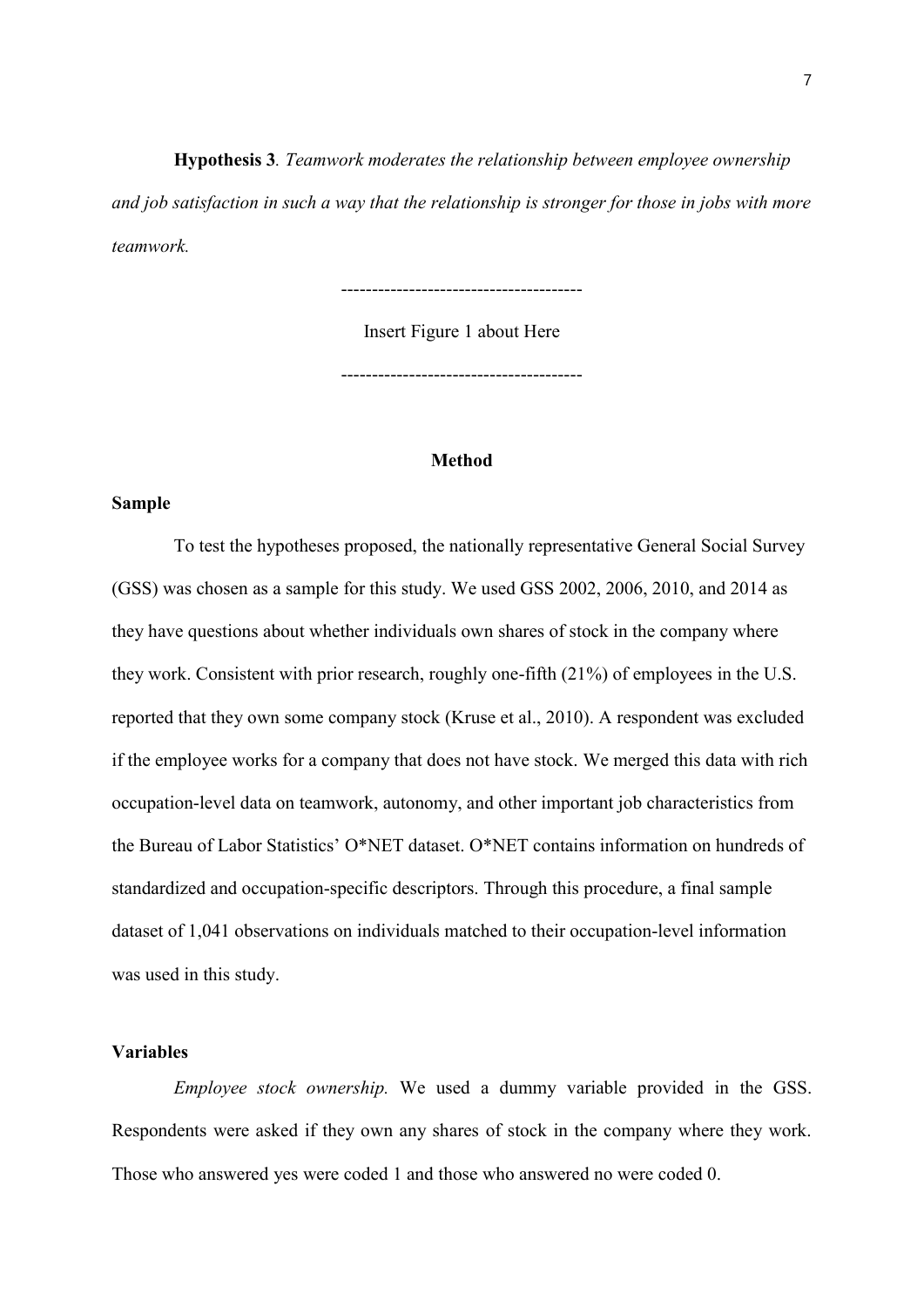**Hypothesis 3**. *Teamwork moderates the relationship between employee ownership and job satisfaction in such a way that the relationship is stronger for those in jobs with more teamwork.*

---------------------------------------

Insert Figure 1 about Here

---------------------------------------

## Method

### Sample

To test the hypotheses proposed, the nationally representative General Social Survey (GSS) was chosen as a sample for this study. We used GSS 2002, 2006, 2010, and 2014 as they have questions about whether individuals own shares of stock in the company where they work. Consistent with prior research, roughly one-fifth (21%) of employees in the U.S. reported that they own some company stock (Kruse et al., 2010). A respondent was excluded if the employee works for a company that does not have stock. We merged this data with rich occupation-level data on teamwork, autonomy, and other important job characteristics from the Bureau of Labor Statistics' O*NET dataset. O*NET contains information on hundreds of standardized and occupation-specific descriptors. Through this procedure, a final sample dataset of 1,041 observations on individuals matched to their occupation-level information was used in this study.

### Variables

*Employee stock ownership.* We used a dummy variable provided in the GSS. Respondents were asked if they own any shares of stock in the company where they work. Those who answered yes were coded 1 and those who answered no were coded 0.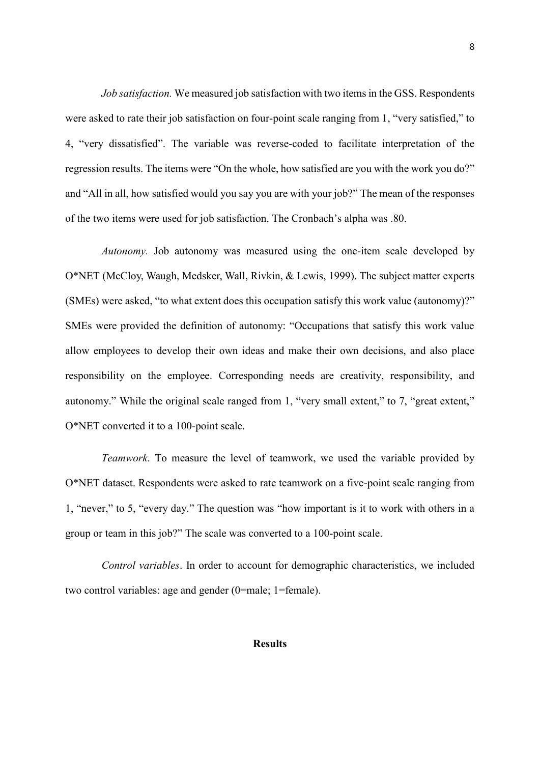*Job satisfaction.* We measured job satisfaction with two items in the GSS. Respondents were asked to rate their job satisfaction on four-point scale ranging from 1, "very satisfied," to 4, "very dissatisfied". The variable was reverse-coded to facilitate interpretation of the regression results. The items were "On the whole, how satisfied are you with the work you do?" and "All in all, how satisfied would you say you are with your job?" The mean of the responses of the two items were used for job satisfaction. The Cronbach's alpha was .80.

*Autonomy.* Job autonomy was measured using the one-item scale developed by O*NET (McCloy, Waugh, Medsker, Wall, Rivkin, & Lewis, 1999). The subject matter experts (SMEs) were asked, "to what extent does this occupation satisfy this work value (autonomy)?" SMEs were provided the definition of autonomy: "Occupations that satisfy this work value allow employees to develop their own ideas and make their own decisions, and also place responsibility on the employee. Corresponding needs are creativity, responsibility, and autonomy." While the original scale ranged from 1, "very small extent," to 7, "great extent," O*NET converted it to a 100-point scale.

*Teamwork*. To measure the level of teamwork, we used the variable provided by O*NET dataset. Respondents were asked to rate teamwork on a five-point scale ranging from 1, "never," to 5, "every day." The question was "how important is it to work with others in a group or team in this job?" The scale was converted to a 100-point scale.

*Control variables*. In order to account for demographic characteristics, we included two control variables: age and gender (0=male; 1=female).

## Results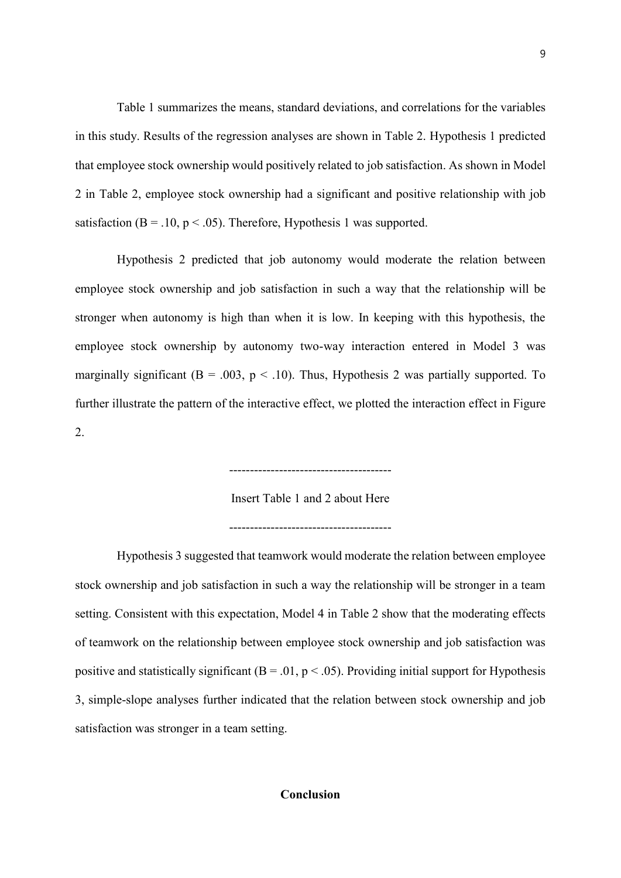Table 1 summarizes the means, standard deviations, and correlations for the variables in this study. Results of the regression analyses are shown in Table 2. Hypothesis 1 predicted that employee stock ownership would positively related to job satisfaction. As shown in Model 2 in Table 2, employee stock ownership had a significant and positive relationship with job satisfaction ($B = .10$, $p < .05$). Therefore, Hypothesis 1 was supported.

Hypothesis 2 predicted that job autonomy would moderate the relation between employee stock ownership and job satisfaction in such a way that the relationship will be stronger when autonomy is high than when it is low. In keeping with this hypothesis, the employee stock ownership by autonomy two-way interaction entered in Model 3 was marginally significant ($B = .003$, $p < .10$). Thus, Hypothesis 2 was partially supported. To further illustrate the pattern of the interactive effect, we plotted the interaction effect in Figure 2.

--------------------------------------

Insert Table 1 and 2 about Here

--------------------------------------

Hypothesis 3 suggested that teamwork would moderate the relation between employee stock ownership and job satisfaction in such a way the relationship will be stronger in a team setting. Consistent with this expectation, Model 4 in Table 2 show that the moderating effects of teamwork on the relationship between employee stock ownership and job satisfaction was positive and statistically significant ($B = .01$, $p < .05$). Providing initial support for Hypothesis 3, simple-slope analyses further indicated that the relation between stock ownership and job satisfaction was stronger in a team setting.

## Conclusion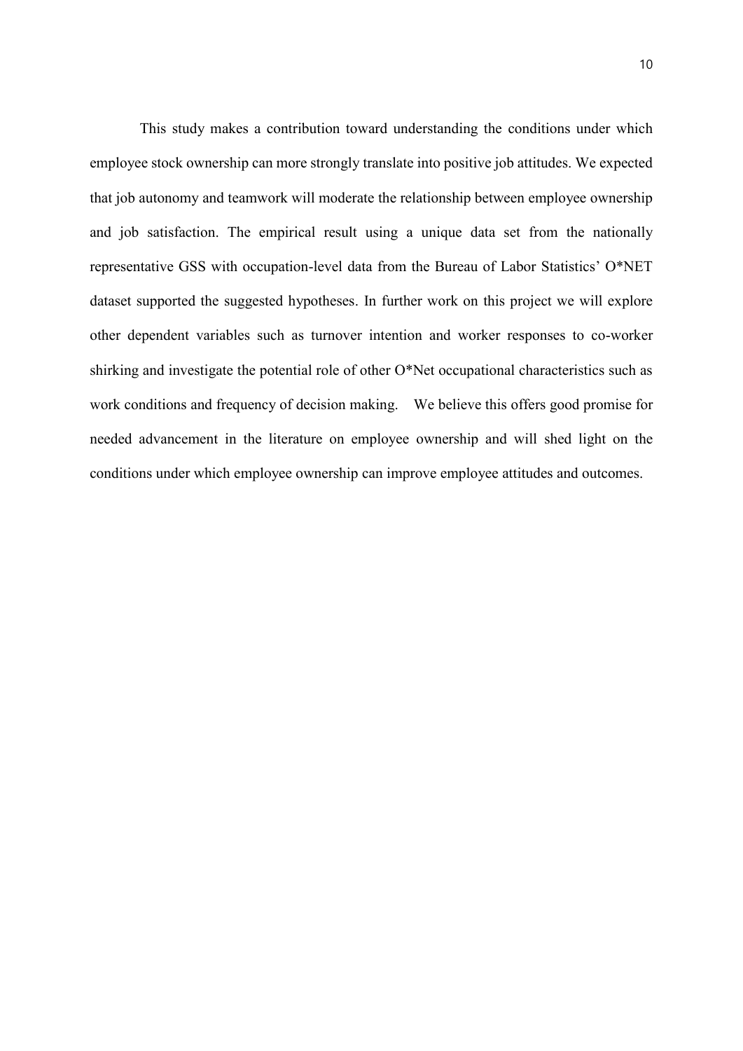This study makes a contribution toward understanding the conditions under which employee stock ownership can more strongly translate into positive job attitudes. We expected that job autonomy and teamwork will moderate the relationship between employee ownership and job satisfaction. The empirical result using a unique data set from the nationally representative GSS with occupation-level data from the Bureau of Labor Statistics' O*NET dataset supported the suggested hypotheses. In further work on this project we will explore other dependent variables such as turnover intention and worker responses to co-worker shirking and investigate the potential role of other O*Net occupational characteristics such as work conditions and frequency of decision making. We believe this offers good promise for needed advancement in the literature on employee ownership and will shed light on the conditions under which employee ownership can improve employee attitudes and outcomes.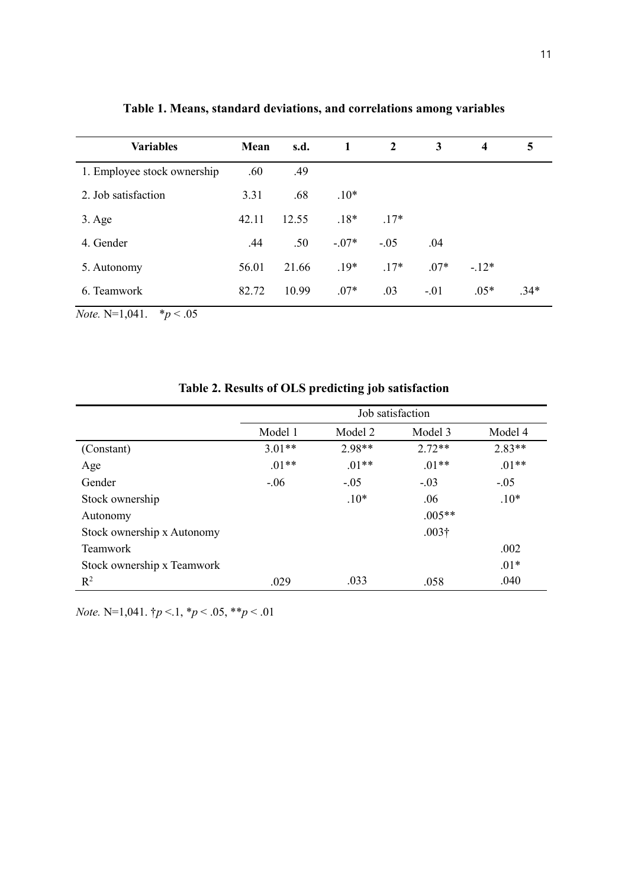**Table 1. Means, standard deviations, and correlations among variables**

| Variables | Mean | s.d. | 1 | 2 | 3 | 4 | 5 |
|---|---|---|---|---|---|---|---|
| 1. Employee stock ownership | .60 | .49 | | | | | |
| 2. Job satisfaction | 3.31 | .68 | .10* | | | | |
| 3. Age | 42.11 | 12.55 | .18* | .17* | | | |
| 4. Gender | .44 | .50 | -.07* | -.05 | .04 | | |
| 5. Autonomy | 56.01 | 21.66 | .19* | .17* | .07* | -.12* | |
| 6. Teamwork | 82.72 | 10.99 | .07* | .03 | -.01 | .05* | .34* |

*Note.* N=1,041. *$p < .05$

**Table 2. Results of OLS predicting job satisfaction**

| | Job satisfaction | | | |
|---|---|---|---|---|
| | Model 1 | Model 2 | Model 3 | Model 4 |
| (Constant) | 3.01** | 2.98** | 2.72** | 2.83** |
| Age | .01** | .01** | .01** | .01** |
| Gender | -.06 | -.05 | -.03 | -.05 |
| Stock ownership | | .10* | .06 | .10* |
| Autonomy | | | .005** | |
| Stock ownership x Autonomy | | | .003† | |
| Teamwork | | | | .002 |
| Stock ownership x Teamwork | | | | .01* |
| $R^2$ | .029 | .033 | .058 | .040 |

*Note.* N=1,041. †$p < .1$, *$p < .05$, **$p < .01$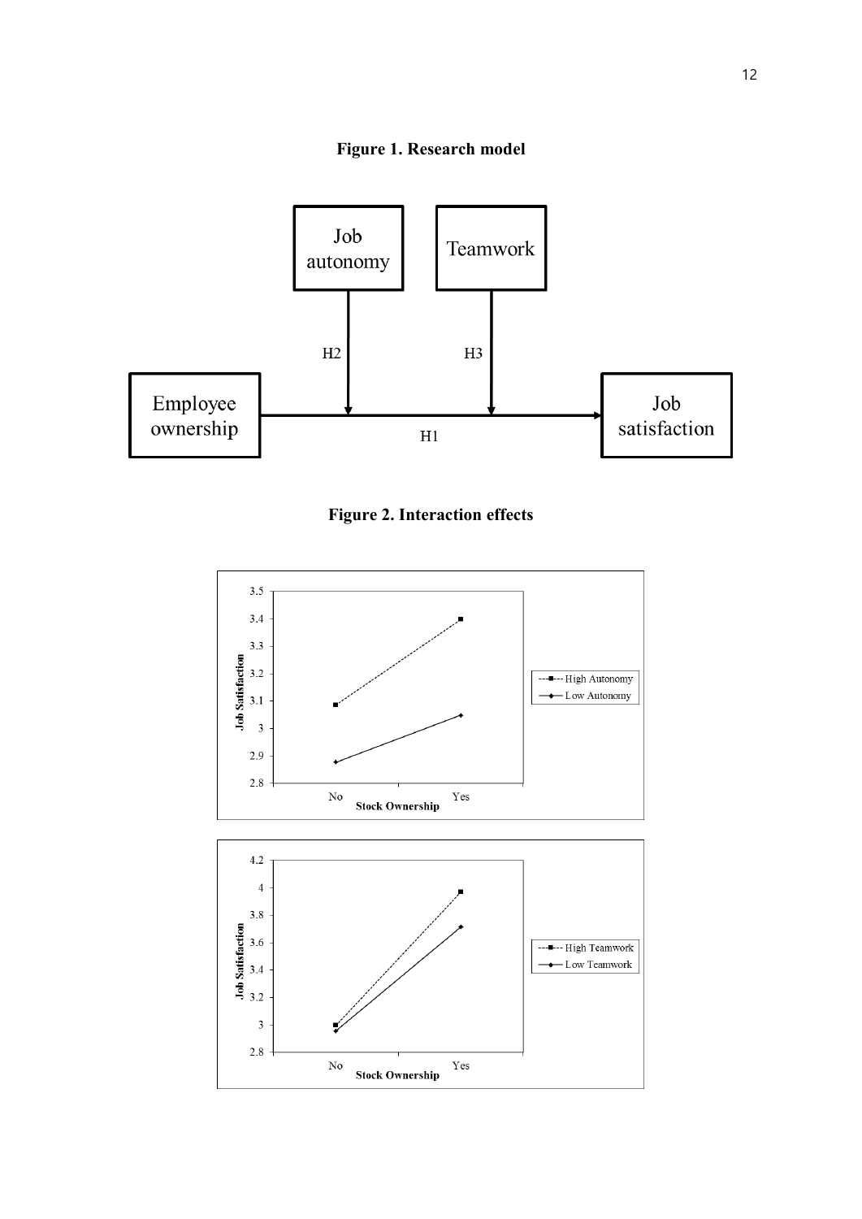**Figure 1. Research model**

**Figure 2. Interaction effects**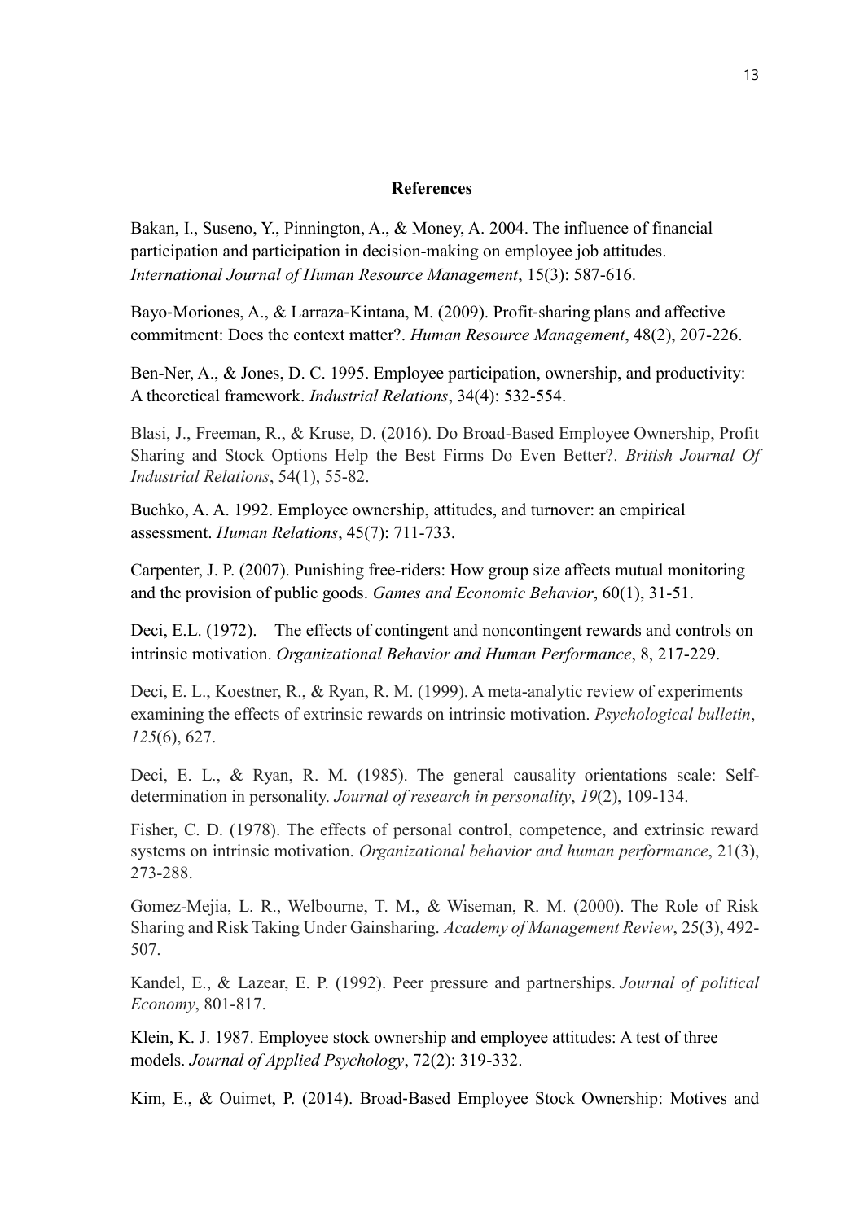**References**

Bakan, I., Suseno, Y., Pinnington, A., & Money, A. 2004. The influence of financial participation and participation in decision-making on employee job attitudes. *International Journal of Human Resource Management*, 15(3): 587-616.

Bayo‐Moriones, A., & Larraza‐Kintana, M. (2009). Profit‐sharing plans and affective commitment: Does the context matter?. *Human Resource Management*, 48(2), 207-226.

Ben-Ner, A., & Jones, D. C. 1995. Employee participation, ownership, and productivity: A theoretical framework. *Industrial Relations*, 34(4): 532-554.

Blasi, J., Freeman, R., & Kruse, D. (2016). Do Broad-Based Employee Ownership, Profit Sharing and Stock Options Help the Best Firms Do Even Better?. *British Journal Of Industrial Relations*, 54(1), 55-82.

Buchko, A. A. 1992. Employee ownership, attitudes, and turnover: an empirical assessment. *Human Relations*, 45(7): 711-733.

Carpenter, J. P. (2007). Punishing free-riders: How group size affects mutual monitoring and the provision of public goods. *Games and Economic Behavior*, 60(1), 31-51.

Deci, E.L. (1972). The effects of contingent and noncontingent rewards and controls on intrinsic motivation. *Organizational Behavior and Human Performance*, 8, 217-229.

Deci, E. L., Koestner, R., & Ryan, R. M. (1999). A meta-analytic review of experiments examining the effects of extrinsic rewards on intrinsic motivation. *Psychological bulletin*, *125*(6), 627.

Deci, E. L., & Ryan, R. M. (1985). The general causality orientations scale: Self-determination in personality. *Journal of research in personality*, *19*(2), 109-134.

Fisher, C. D. (1978). The effects of personal control, competence, and extrinsic reward systems on intrinsic motivation. *Organizational behavior and human performance*, 21(3), 273-288.

Gomez-Mejia, L. R., Welbourne, T. M., & Wiseman, R. M. (2000). The Role of Risk Sharing and Risk Taking Under Gainsharing. *Academy of Management Review*, 25(3), 492-507.

Kandel, E., & Lazear, E. P. (1992). Peer pressure and partnerships. *Journal of political Economy*, 801-817.

Klein, K. J. 1987. Employee stock ownership and employee attitudes: A test of three models. *Journal of Applied Psychology*, 72(2): 319-332.

Kim, E., & Ouimet, P. (2014). Broad‐Based Employee Stock Ownership: Motives and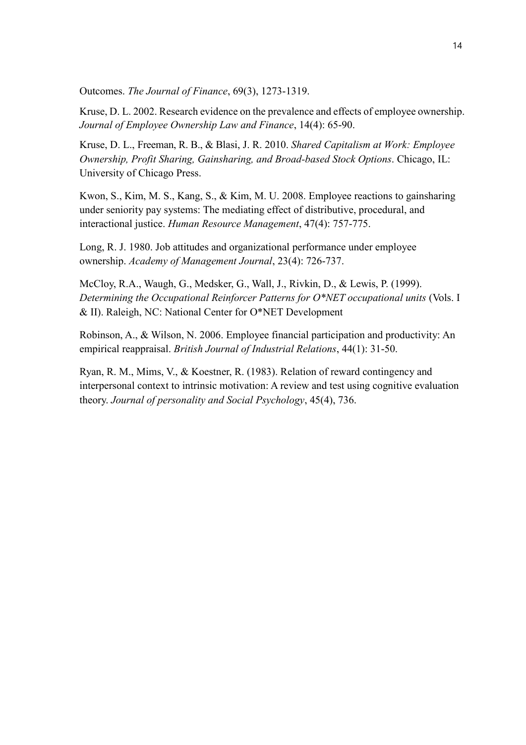Outcomes. *The Journal of Finance*, 69(3), 1273-1319.

Kruse, D. L. 2002. Research evidence on the prevalence and effects of employee ownership. *Journal of Employee Ownership Law and Finance*, 14(4): 65-90.

Kruse, D. L., Freeman, R. B., & Blasi, J. R. 2010. *Shared Capitalism at Work: Employee Ownership, Profit Sharing, Gainsharing, and Broad-based Stock Options*. Chicago, IL: University of Chicago Press.

Kwon, S., Kim, M. S., Kang, S., & Kim, M. U. 2008. Employee reactions to gainsharing under seniority pay systems: The mediating effect of distributive, procedural, and interactional justice. *Human Resource Management*, 47(4): 757-775.

Long, R. J. 1980. Job attitudes and organizational performance under employee ownership. *Academy of Management Journal*, 23(4): 726-737.

McCloy, R.A., Waugh, G., Medsker, G., Wall, J., Rivkin, D., & Lewis, P. (1999). *Determining the Occupational Reinforcer Patterns for O*NET occupational units* (Vols. I & II). Raleigh, NC: National Center for O*NET Development

Robinson, A., & Wilson, N. 2006. Employee financial participation and productivity: An empirical reappraisal. *British Journal of Industrial Relations*, 44(1): 31-50.

Ryan, R. M., Mims, V., & Koestner, R. (1983). Relation of reward contingency and interpersonal context to intrinsic motivation: A review and test using cognitive evaluation theory. *Journal of personality and Social Psychology*, 45(4), 736.